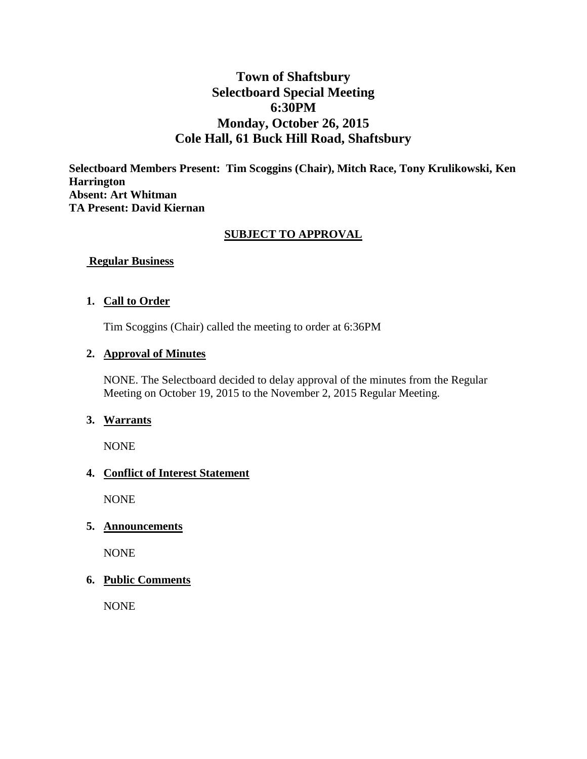# Town of Shaftsbury
# Selectboard Special Meeting
# 6:30PM
# Monday, October 26, 2015
# Cole Hall, 61 Buck Hill Road, Shaftsbury

**Selectboard Members Present: Tim Scoggins (Chair), Mitch Race, Tony Krulikowski, Ken Harrington**
**Absent: Art Whitman**
**TA Present: David Kiernan**

**SUBJECT TO APPROVAL**

## Regular Business

1. **Call to Order**

   Tim Scoggins (Chair) called the meeting to order at 6:36PM

2. **Approval of Minutes**

   NONE. The Selectboard decided to delay approval of the minutes from the Regular Meeting on October 19, 2015 to the November 2, 2015 Regular Meeting.

3. **Warrants**

   NONE

4. **Conflict of Interest Statement**

   NONE

5. **Announcements**

   NONE

6. **Public Comments**

   NONE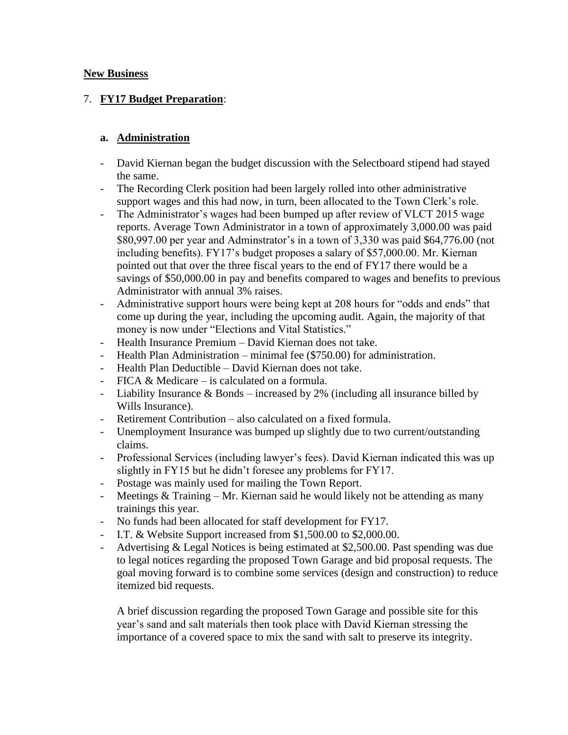**New Business**

7. **FY17 Budget Preparation**:

   **a. Administration**

   - David Kiernan began the budget discussion with the Selectboard stipend had stayed the same.
   - The Recording Clerk position had been largely rolled into other administrative support wages and this had now, in turn, been allocated to the Town Clerk's role.
   - The Administrator's wages had been bumped up after review of VLCT 2015 wage reports. Average Town Administrator in a town of approximately 3,000.00 was paid $80,997.00 per year and Adminstrator's in a town of 3,330 was paid $64,776.00 (not including benefits). FY17's budget proposes a salary of $57,000.00. Mr. Kiernan pointed out that over the three fiscal years to the end of FY17 there would be a savings of $50,000.00 in pay and benefits compared to wages and benefits to previous Administrator with annual 3% raises.
   - Administrative support hours were being kept at 208 hours for "odds and ends" that come up during the year, including the upcoming audit. Again, the majority of that money is now under "Elections and Vital Statistics."
   - Health Insurance Premium – David Kiernan does not take.
   - Health Plan Administration – minimal fee ($750.00) for administration.
   - Health Plan Deductible – David Kiernan does not take.
   - FICA & Medicare – is calculated on a formula.
   - Liability Insurance & Bonds – increased by 2% (including all insurance billed by Wills Insurance).
   - Retirement Contribution – also calculated on a fixed formula.
   - Unemployment Insurance was bumped up slightly due to two current/outstanding claims.
   - Professional Services (including lawyer's fees). David Kiernan indicated this was up slightly in FY15 but he didn't foresee any problems for FY17.
   - Postage was mainly used for mailing the Town Report.
   - Meetings & Training – Mr. Kiernan said he would likely not be attending as many trainings this year.
   - No funds had been allocated for staff development for FY17.
   - I.T. & Website Support increased from $1,500.00 to $2,000.00.
   - Advertising & Legal Notices is being estimated at $2,500.00. Past spending was due to legal notices regarding the proposed Town Garage and bid proposal requests. The goal moving forward is to combine some services (design and construction) to reduce itemized bid requests.

   A brief discussion regarding the proposed Town Garage and possible site for this year's sand and salt materials then took place with David Kiernan stressing the importance of a covered space to mix the sand with salt to preserve its integrity.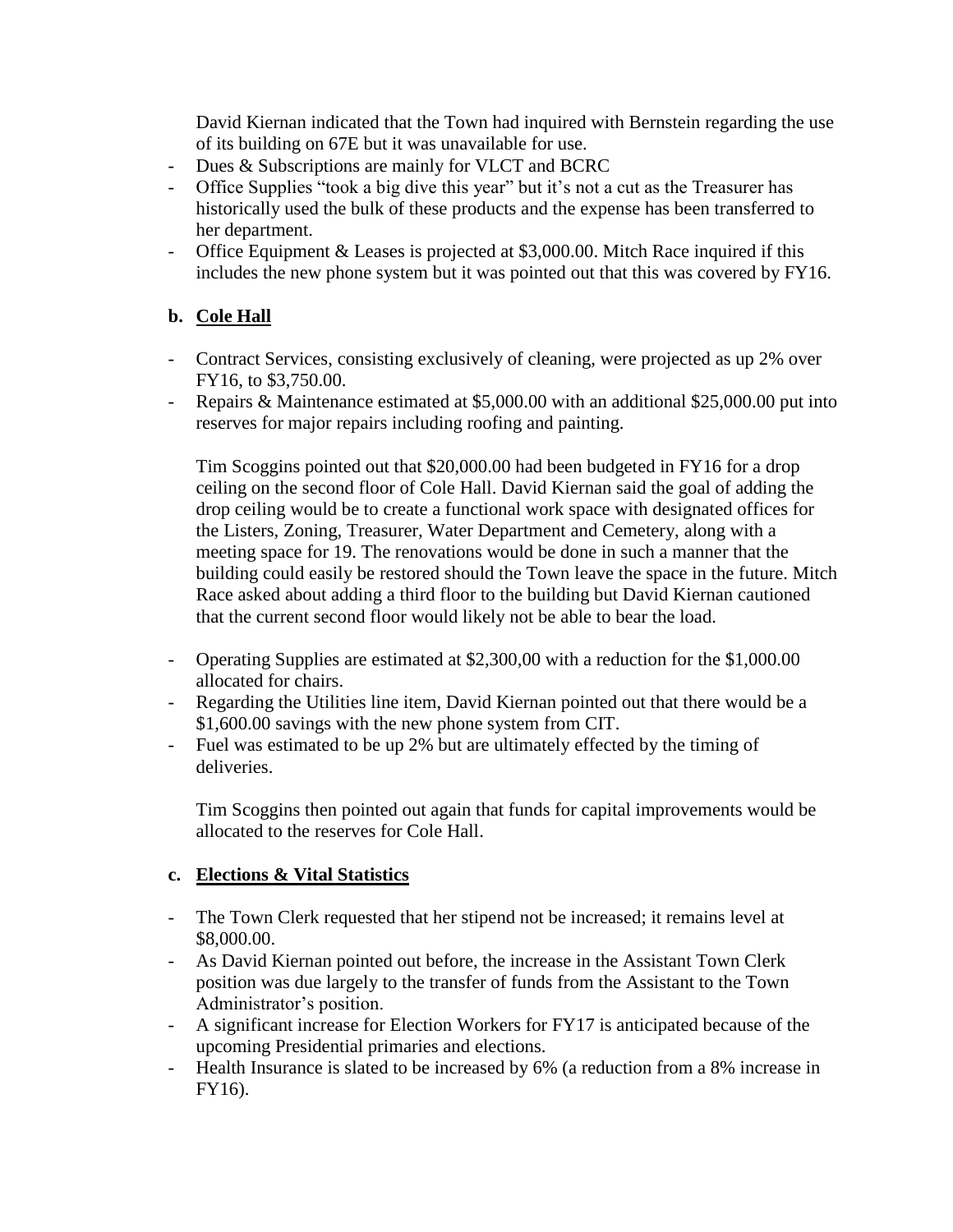David Kiernan indicated that the Town had inquired with Bernstein regarding the use of its building on 67E but it was unavailable for use.

- Dues & Subscriptions are mainly for VLCT and BCRC
- Office Supplies "took a big dive this year" but it's not a cut as the Treasurer has historically used the bulk of these products and the expense has been transferred to her department.
- Office Equipment & Leases is projected at $3,000.00. Mitch Race inquired if this includes the new phone system but it was pointed out that this was covered by FY16.

**b. Cole Hall**

- Contract Services, consisting exclusively of cleaning, were projected as up 2% over FY16, to $3,750.00.
- Repairs & Maintenance estimated at $5,000.00 with an additional $25,000.00 put into reserves for major repairs including roofing and painting.

  Tim Scoggins pointed out that $20,000.00 had been budgeted in FY16 for a drop ceiling on the second floor of Cole Hall. David Kiernan said the goal of adding the drop ceiling would be to create a functional work space with designated offices for the Listers, Zoning, Treasurer, Water Department and Cemetery, along with a meeting space for 19. The renovations would be done in such a manner that the building could easily be restored should the Town leave the space in the future. Mitch Race asked about adding a third floor to the building but David Kiernan cautioned that the current second floor would likely not be able to bear the load.

- Operating Supplies are estimated at $2,300,00 with a reduction for the $1,000.00 allocated for chairs.
- Regarding the Utilities line item, David Kiernan pointed out that there would be a $1,600.00 savings with the new phone system from CIT.
- Fuel was estimated to be up 2% but are ultimately effected by the timing of deliveries.

  Tim Scoggins then pointed out again that funds for capital improvements would be allocated to the reserves for Cole Hall.

**c. Elections & Vital Statistics**

- The Town Clerk requested that her stipend not be increased; it remains level at $8,000.00.
- As David Kiernan pointed out before, the increase in the Assistant Town Clerk position was due largely to the transfer of funds from the Assistant to the Town Administrator's position.
- A significant increase for Election Workers for FY17 is anticipated because of the upcoming Presidential primaries and elections.
- Health Insurance is slated to be increased by 6% (a reduction from a 8% increase in FY16).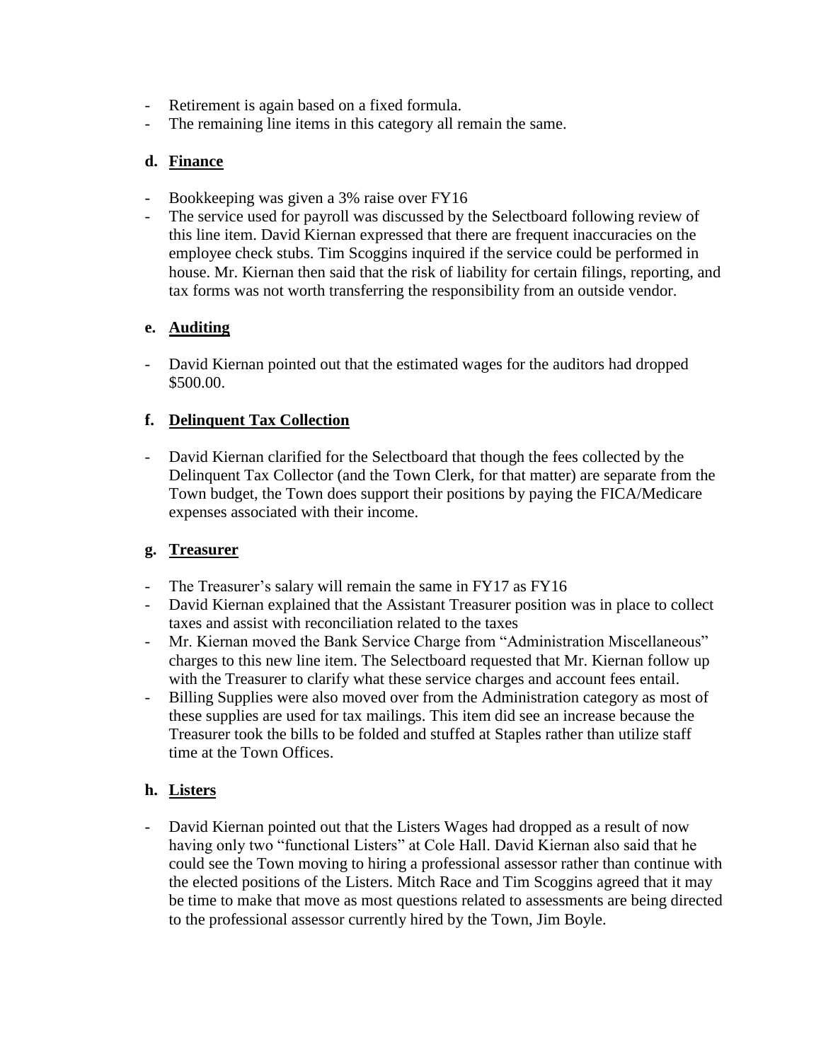- Retirement is again based on a fixed formula.
- The remaining line items in this category all remain the same.

**d. Finance**

- Bookkeeping was given a 3% raise over FY16
- The service used for payroll was discussed by the Selectboard following review of this line item. David Kiernan expressed that there are frequent inaccuracies on the employee check stubs. Tim Scoggins inquired if the service could be performed in house. Mr. Kiernan then said that the risk of liability for certain filings, reporting, and tax forms was not worth transferring the responsibility from an outside vendor.

**e. Auditing**

- David Kiernan pointed out that the estimated wages for the auditors had dropped $500.00.

**f. Delinquent Tax Collection**

- David Kiernan clarified for the Selectboard that though the fees collected by the Delinquent Tax Collector (and the Town Clerk, for that matter) are separate from the Town budget, the Town does support their positions by paying the FICA/Medicare expenses associated with their income.

**g. Treasurer**

- The Treasurer's salary will remain the same in FY17 as FY16
- David Kiernan explained that the Assistant Treasurer position was in place to collect taxes and assist with reconciliation related to the taxes
- Mr. Kiernan moved the Bank Service Charge from "Administration Miscellaneous" charges to this new line item. The Selectboard requested that Mr. Kiernan follow up with the Treasurer to clarify what these service charges and account fees entail.
- Billing Supplies were also moved over from the Administration category as most of these supplies are used for tax mailings. This item did see an increase because the Treasurer took the bills to be folded and stuffed at Staples rather than utilize staff time at the Town Offices.

**h. Listers**

- David Kiernan pointed out that the Listers Wages had dropped as a result of now having only two "functional Listers" at Cole Hall. David Kiernan also said that he could see the Town moving to hiring a professional assessor rather than continue with the elected positions of the Listers. Mitch Race and Tim Scoggins agreed that it may be time to make that move as most questions related to assessments are being directed to the professional assessor currently hired by the Town, Jim Boyle.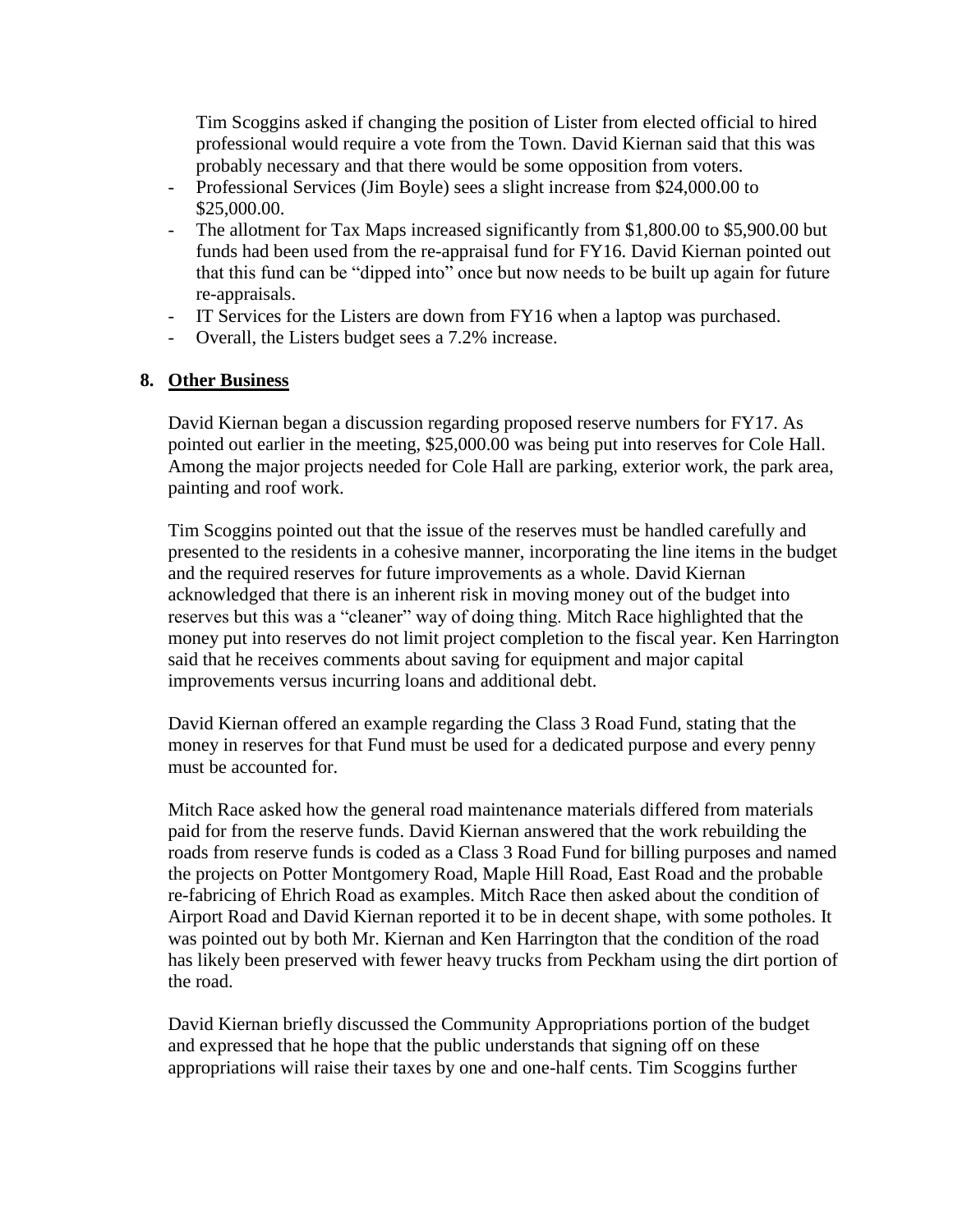Tim Scoggins asked if changing the position of Lister from elected official to hired professional would require a vote from the Town. David Kiernan said that this was probably necessary and that there would be some opposition from voters.

- Professional Services (Jim Boyle) sees a slight increase from $24,000.00 to $25,000.00.
- The allotment for Tax Maps increased significantly from $1,800.00 to $5,900.00 but funds had been used from the re-appraisal fund for FY16. David Kiernan pointed out that this fund can be "dipped into" once but now needs to be built up again for future re-appraisals.
- IT Services for the Listers are down from FY16 when a laptop was purchased.
- Overall, the Listers budget sees a 7.2% increase.

## 8. **Other Business**

David Kiernan began a discussion regarding proposed reserve numbers for FY17. As pointed out earlier in the meeting, $25,000.00 was being put into reserves for Cole Hall. Among the major projects needed for Cole Hall are parking, exterior work, the park area, painting and roof work.

Tim Scoggins pointed out that the issue of the reserves must be handled carefully and presented to the residents in a cohesive manner, incorporating the line items in the budget and the required reserves for future improvements as a whole. David Kiernan acknowledged that there is an inherent risk in moving money out of the budget into reserves but this was a "cleaner" way of doing thing. Mitch Race highlighted that the money put into reserves do not limit project completion to the fiscal year. Ken Harrington said that he receives comments about saving for equipment and major capital improvements versus incurring loans and additional debt.

David Kiernan offered an example regarding the Class 3 Road Fund, stating that the money in reserves for that Fund must be used for a dedicated purpose and every penny must be accounted for.

Mitch Race asked how the general road maintenance materials differed from materials paid for from the reserve funds. David Kiernan answered that the work rebuilding the roads from reserve funds is coded as a Class 3 Road Fund for billing purposes and named the projects on Potter Montgomery Road, Maple Hill Road, East Road and the probable re-fabricing of Ehrich Road as examples. Mitch Race then asked about the condition of Airport Road and David Kiernan reported it to be in decent shape, with some potholes. It was pointed out by both Mr. Kiernan and Ken Harrington that the condition of the road has likely been preserved with fewer heavy trucks from Peckham using the dirt portion of the road.

David Kiernan briefly discussed the Community Appropriations portion of the budget and expressed that he hope that the public understands that signing off on these appropriations will raise their taxes by one and one-half cents. Tim Scoggins further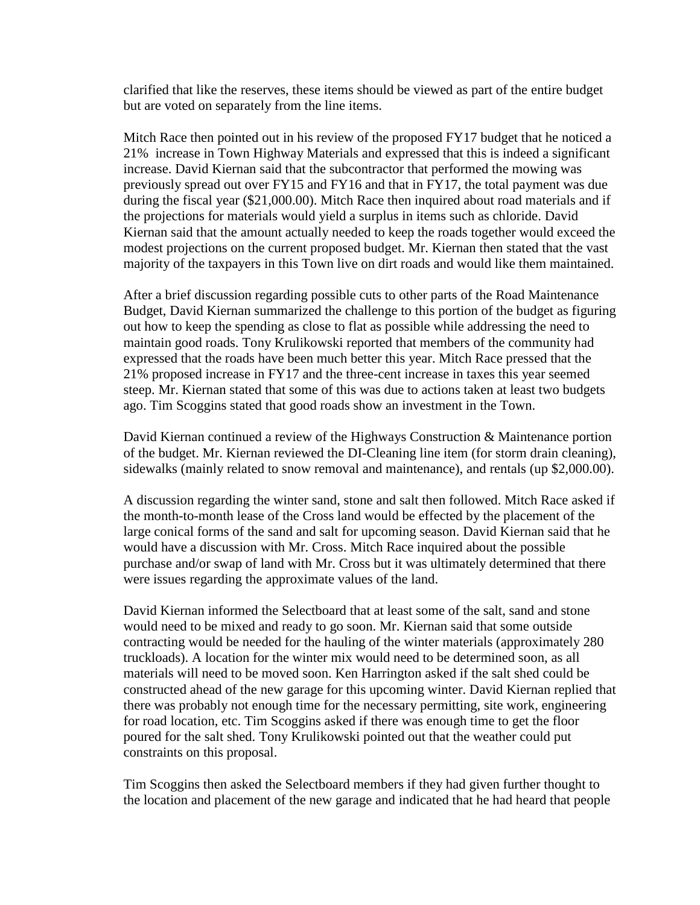clarified that like the reserves, these items should be viewed as part of the entire budget but are voted on separately from the line items.

Mitch Race then pointed out in his review of the proposed FY17 budget that he noticed a 21% increase in Town Highway Materials and expressed that this is indeed a significant increase. David Kiernan said that the subcontractor that performed the mowing was previously spread out over FY15 and FY16 and that in FY17, the total payment was due during the fiscal year ($21,000.00). Mitch Race then inquired about road materials and if the projections for materials would yield a surplus in items such as chloride. David Kiernan said that the amount actually needed to keep the roads together would exceed the modest projections on the current proposed budget. Mr. Kiernan then stated that the vast majority of the taxpayers in this Town live on dirt roads and would like them maintained.

After a brief discussion regarding possible cuts to other parts of the Road Maintenance Budget, David Kiernan summarized the challenge to this portion of the budget as figuring out how to keep the spending as close to flat as possible while addressing the need to maintain good roads. Tony Krulikowski reported that members of the community had expressed that the roads have been much better this year. Mitch Race pressed that the 21% proposed increase in FY17 and the three-cent increase in taxes this year seemed steep. Mr. Kiernan stated that some of this was due to actions taken at least two budgets ago. Tim Scoggins stated that good roads show an investment in the Town.

David Kiernan continued a review of the Highways Construction & Maintenance portion of the budget. Mr. Kiernan reviewed the DI-Cleaning line item (for storm drain cleaning), sidewalks (mainly related to snow removal and maintenance), and rentals (up $2,000.00).

A discussion regarding the winter sand, stone and salt then followed. Mitch Race asked if the month-to-month lease of the Cross land would be effected by the placement of the large conical forms of the sand and salt for upcoming season. David Kiernan said that he would have a discussion with Mr. Cross. Mitch Race inquired about the possible purchase and/or swap of land with Mr. Cross but it was ultimately determined that there were issues regarding the approximate values of the land.

David Kiernan informed the Selectboard that at least some of the salt, sand and stone would need to be mixed and ready to go soon. Mr. Kiernan said that some outside contracting would be needed for the hauling of the winter materials (approximately 280 truckloads). A location for the winter mix would need to be determined soon, as all materials will need to be moved soon. Ken Harrington asked if the salt shed could be constructed ahead of the new garage for this upcoming winter. David Kiernan replied that there was probably not enough time for the necessary permitting, site work, engineering for road location, etc. Tim Scoggins asked if there was enough time to get the floor poured for the salt shed. Tony Krulikowski pointed out that the weather could put constraints on this proposal.

Tim Scoggins then asked the Selectboard members if they had given further thought to the location and placement of the new garage and indicated that he had heard that people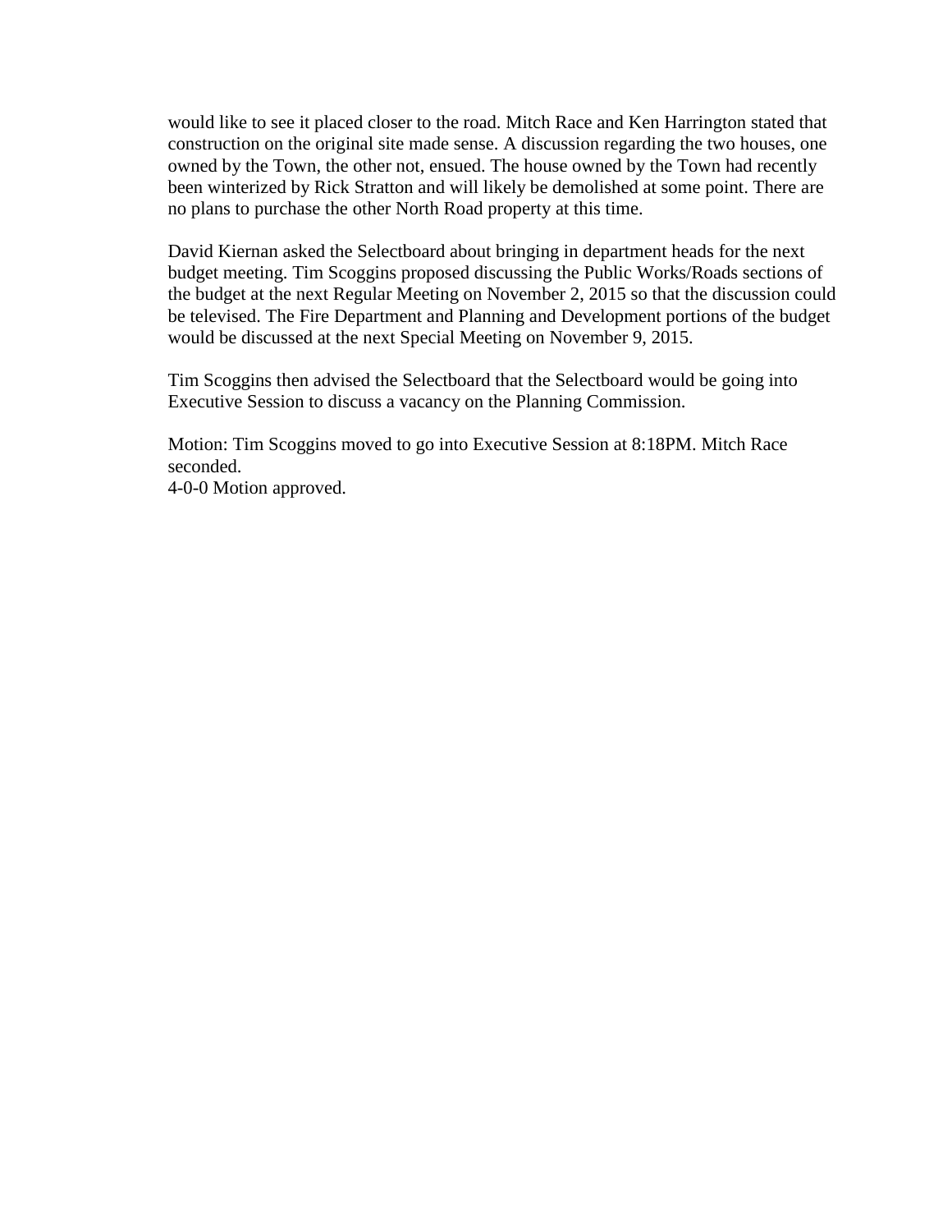would like to see it placed closer to the road. Mitch Race and Ken Harrington stated that construction on the original site made sense. A discussion regarding the two houses, one owned by the Town, the other not, ensued. The house owned by the Town had recently been winterized by Rick Stratton and will likely be demolished at some point. There are no plans to purchase the other North Road property at this time.

David Kiernan asked the Selectboard about bringing in department heads for the next budget meeting. Tim Scoggins proposed discussing the Public Works/Roads sections of the budget at the next Regular Meeting on November 2, 2015 so that the discussion could be televised. The Fire Department and Planning and Development portions of the budget would be discussed at the next Special Meeting on November 9, 2015.

Tim Scoggins then advised the Selectboard that the Selectboard would be going into Executive Session to discuss a vacancy on the Planning Commission.

Motion: Tim Scoggins moved to go into Executive Session at 8:18PM. Mitch Race seconded.
4-0-0 Motion approved.